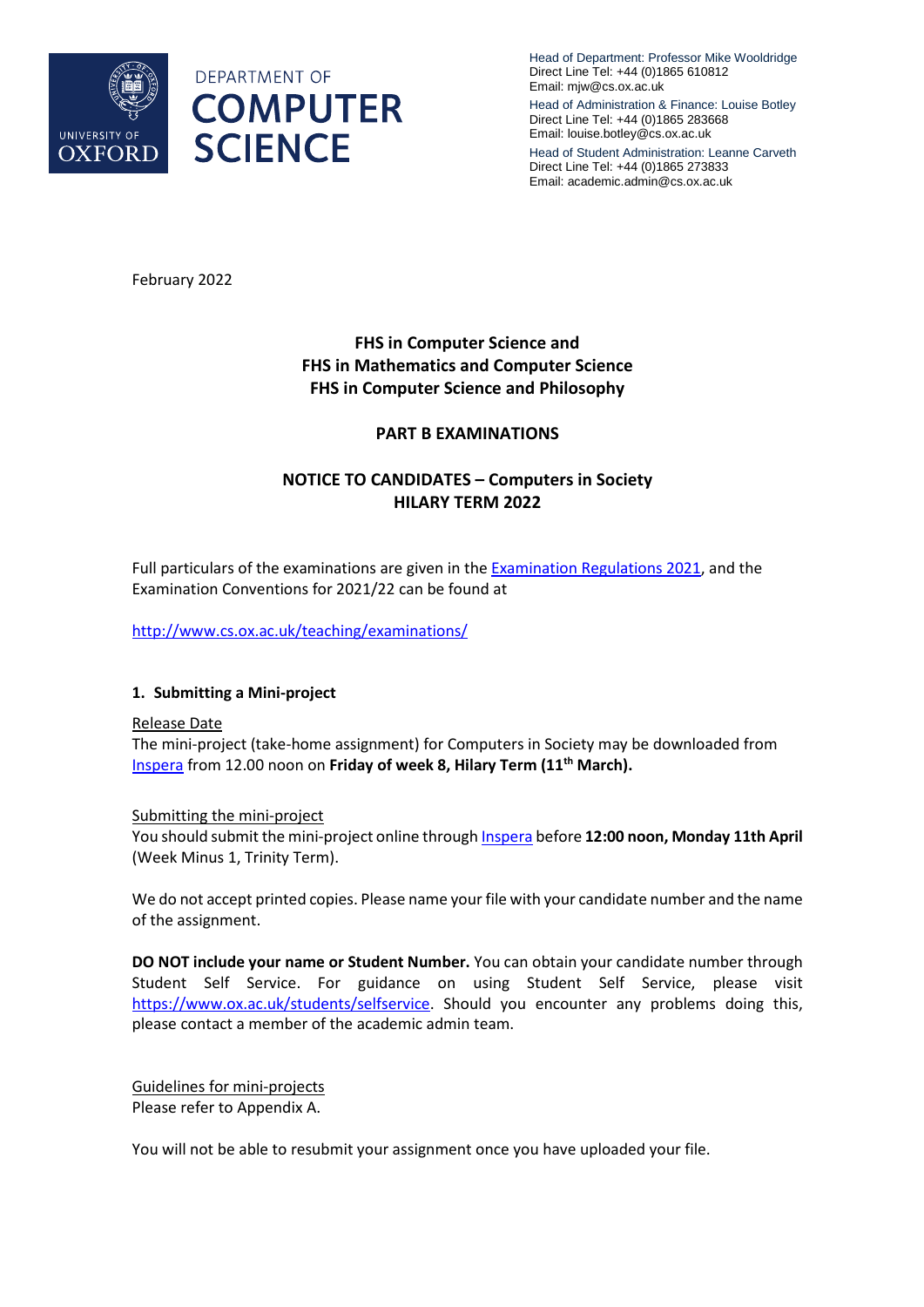DEPARTMENT OF
# COMPUTER SCIENCE

UNIVERSITY OF OXFORD

Head of Department: Professor Mike Wooldridge
Direct Line Tel: +44 (0)1865 610812
Email: mjw@cs.ox.ac.uk

Head of Administration & Finance: Louise Botley
Direct Line Tel: +44 (0)1865 283668
Email: louise.botley@cs.ox.ac.uk

Head of Student Administration: Leanne Carveth
Direct Line Tel: +44 (0)1865 273833
Email: academic.admin@cs.ox.ac.uk

February 2022

## FHS in Computer Science and FHS in Mathematics and Computer Science FHS in Computer Science and Philosophy

## PART B EXAMINATIONS

## NOTICE TO CANDIDATES – Computers in Society HILARY TERM 2022

Full particulars of the examinations are given in the [Examination Regulations 2021](), and the Examination Conventions for 2021/22 can be found at

[http://www.cs.ox.ac.uk/teaching/examinations/](http://www.cs.ox.ac.uk/teaching/examinations/)

### 1. Submitting a Mini-project

Release Date

The mini-project (take-home assignment) for Computers in Society may be downloaded from [Inspera]() from 12.00 noon on **Friday of week 8, Hilary Term (11th March).**

Submitting the mini-project

You should submit the mini-project online through [Inspera]() before **12:00 noon, Monday 11th April** (Week Minus 1, Trinity Term).

We do not accept printed copies. Please name your file with your candidate number and the name of the assignment.

**DO NOT include your name or Student Number.** You can obtain your candidate number through Student Self Service. For guidance on using Student Self Service, please visit [https://www.ox.ac.uk/students/selfservice](https://www.ox.ac.uk/students/selfservice). Should you encounter any problems doing this, please contact a member of the academic admin team.

Guidelines for mini-projects

Please refer to Appendix A.

You will not be able to resubmit your assignment once you have uploaded your file.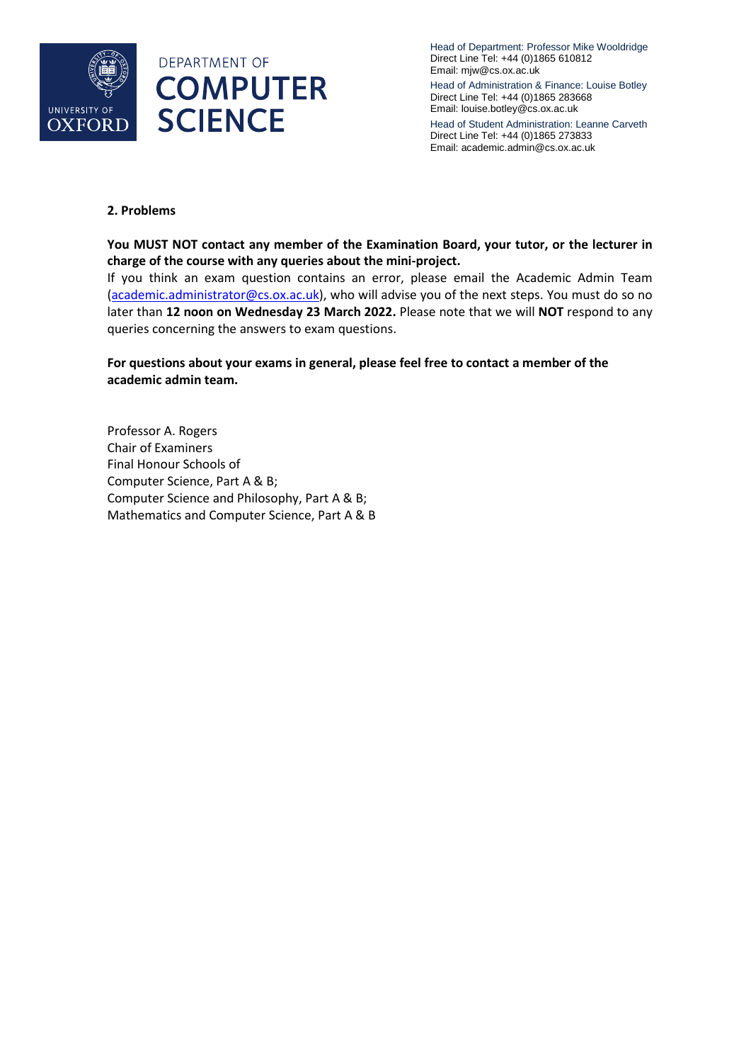## 2. Problems

**You MUST NOT contact any member of the Examination Board, your tutor, or the lecturer in charge of the course with any queries about the mini-project.**

If you think an exam question contains an error, please email the Academic Admin Team ([academic.administrator@cs.ox.ac.uk](mailto:academic.administrator@cs.ox.ac.uk)), who will advise you of the next steps. You must do so no later than **12 noon on Wednesday 23 March 2022.** Please note that we will **NOT** respond to any queries concerning the answers to exam questions.

**For questions about your exams in general, please feel free to contact a member of the academic admin team.**

Professor A. Rogers
Chair of Examiners
Final Honour Schools of
Computer Science, Part A & B;
Computer Science and Philosophy, Part A & B;
Mathematics and Computer Science, Part A & B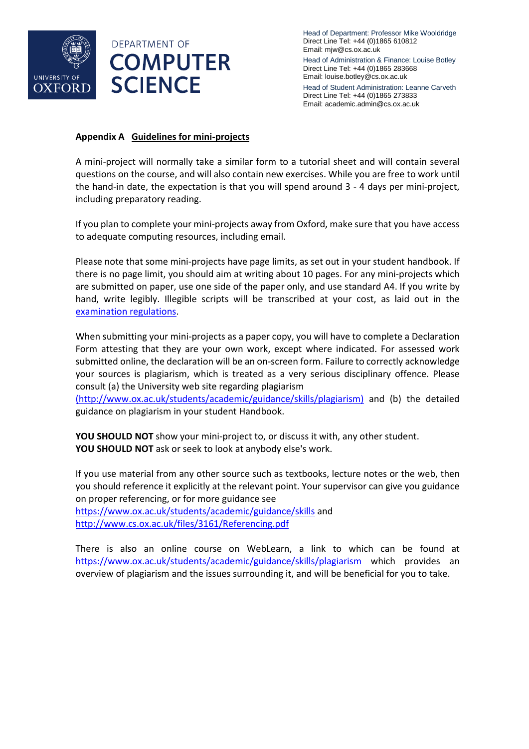Head of Department: Professor Mike Wooldridge
Direct Line Tel: +44 (0)1865 610812
Email: mjw@cs.ox.ac.uk

Head of Administration & Finance: Louise Botley
Direct Line Tel: +44 (0)1865 283668
Email: louise.botley@cs.ox.ac.uk

Head of Student Administration: Leanne Carveth
Direct Line Tel: +44 (0)1865 273833
Email: academic.admin@cs.ox.ac.uk

## Appendix A Guidelines for mini-projects

A mini-project will normally take a similar form to a tutorial sheet and will contain several questions on the course, and will also contain new exercises. While you are free to work until the hand-in date, the expectation is that you will spend around 3 - 4 days per mini-project, including preparatory reading.

If you plan to complete your mini-projects away from Oxford, make sure that you have access to adequate computing resources, including email.

Please note that some mini-projects have page limits, as set out in your student handbook. If there is no page limit, you should aim at writing about 10 pages. For any mini-projects which are submitted on paper, use one side of the paper only, and use standard A4. If you write by hand, write legibly. Illegible scripts will be transcribed at your cost, as laid out in the examination regulations.

When submitting your mini-projects as a paper copy, you will have to complete a Declaration Form attesting that they are your own work, except where indicated. For assessed work submitted online, the declaration will be an on-screen form. Failure to correctly acknowledge your sources is plagiarism, which is treated as a very serious disciplinary offence. Please consult (a) the University web site regarding plagiarism (http://www.ox.ac.uk/students/academic/guidance/skills/plagiarism) and (b) the detailed guidance on plagiarism in your student Handbook.

**YOU SHOULD NOT** show your mini-project to, or discuss it with, any other student.
**YOU SHOULD NOT** ask or seek to look at anybody else's work.

If you use material from any other source such as textbooks, lecture notes or the web, then you should reference it explicitly at the relevant point. Your supervisor can give you guidance on proper referencing, or for more guidance see
https://www.ox.ac.uk/students/academic/guidance/skills and
http://www.cs.ox.ac.uk/files/3161/Referencing.pdf

There is also an online course on WebLearn, a link to which can be found at https://www.ox.ac.uk/students/academic/guidance/skills/plagiarism which provides an overview of plagiarism and the issues surrounding it, and will be beneficial for you to take.